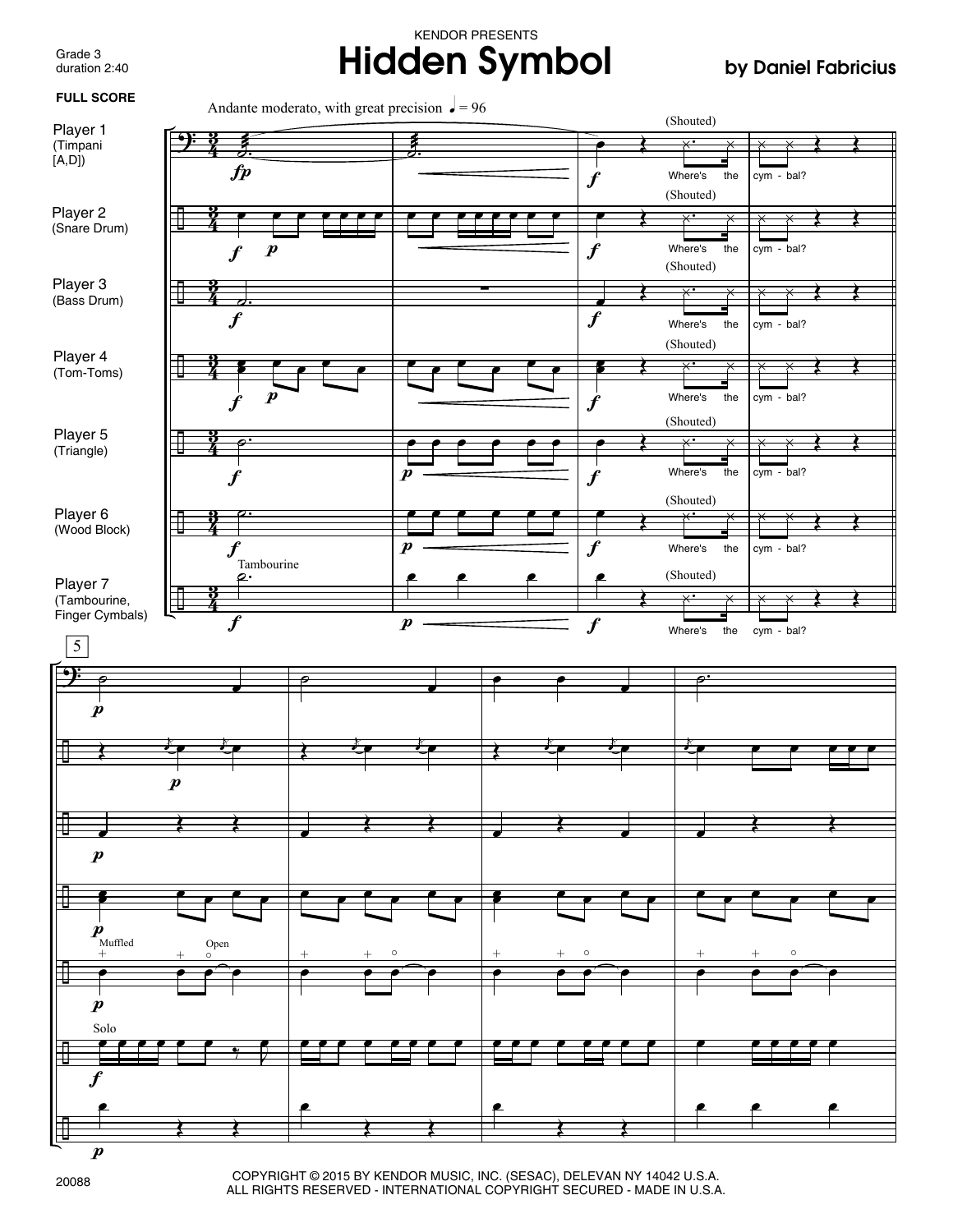KENDOR PRESENTS

# Hidden Symbol

**by Daniel Fabricius**

Grade 3
duration 2:40

**FULL SCORE**

Andante moderato, with great precision ♩ = 96

- Player 1 (Timpani [A,D])
- Player 2 (Snare Drum)
- Player 3 (Bass Drum)
- Player 4 (Tom-Toms)
- Player 5 (Triangle)
- Player 6 (Wood Block)
- Player 7 (Tambourine, Finger Cymbals)

(Shouted) Where's the cym - bal?

20088

COPYRIGHT © 2015 BY KENDOR MUSIC, INC. (SESAC), DELEVAN NY 14042 U.S.A.
ALL RIGHTS RESERVED - INTERNATIONAL COPYRIGHT SECURED - MADE IN U.S.A.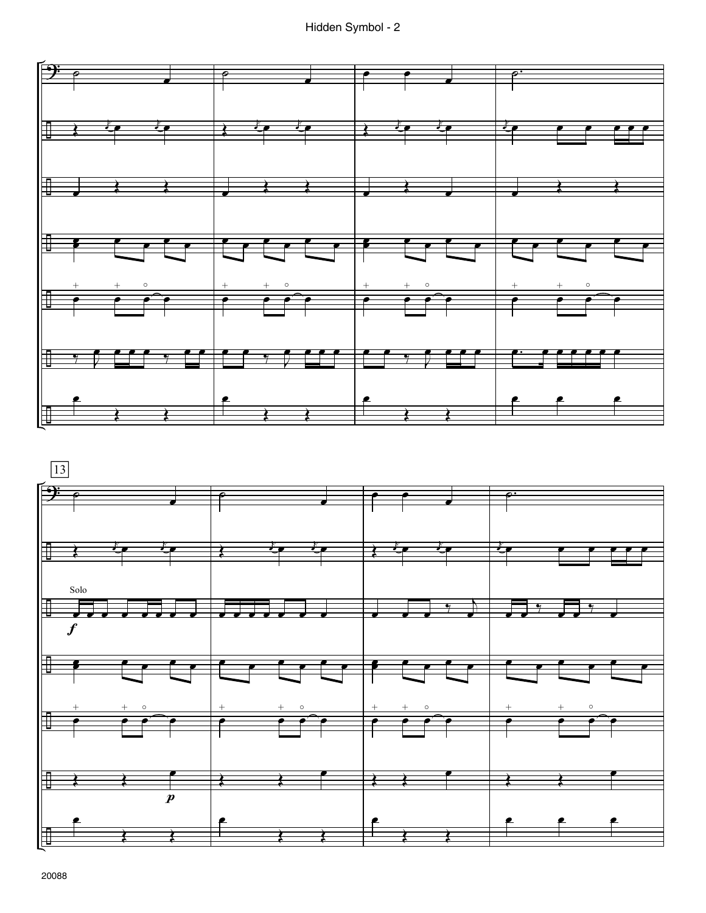13

Solo

*f*

*p*